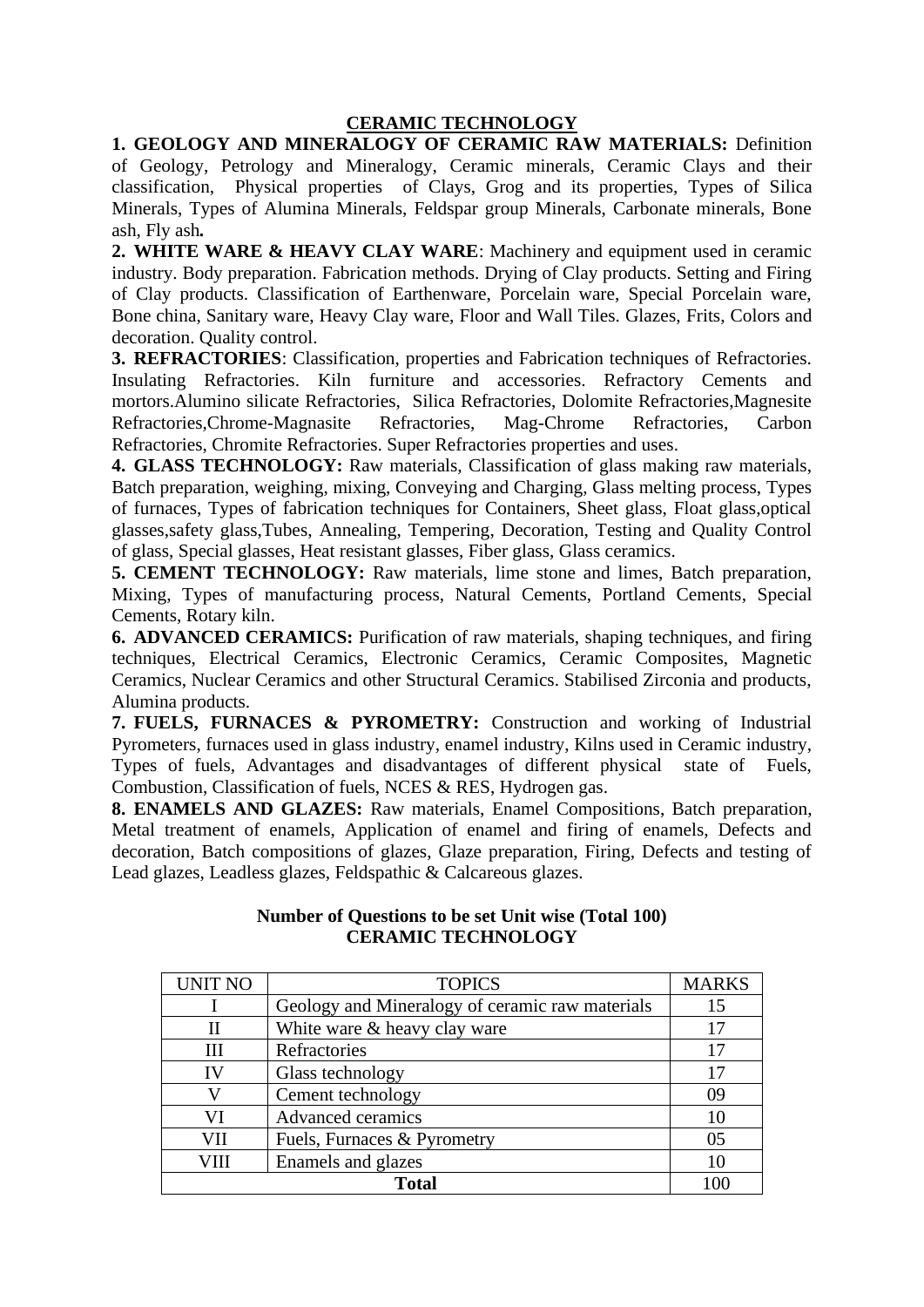# CERAMIC TECHNOLOGY

**1. GEOLOGY AND MINERALOGY OF CERAMIC RAW MATERIALS:** Definition of Geology, Petrology and Mineralogy, Ceramic minerals, Ceramic Clays and their classification, Physical properties of Clays, Grog and its properties, Types of Silica Minerals, Types of Alumina Minerals, Feldspar group Minerals, Carbonate minerals, Bone ash, Fly ash**.**

**2. WHITE WARE & HEAVY CLAY WARE**: Machinery and equipment used in ceramic industry. Body preparation. Fabrication methods. Drying of Clay products. Setting and Firing of Clay products. Classification of Earthenware, Porcelain ware, Special Porcelain ware, Bone china, Sanitary ware, Heavy Clay ware, Floor and Wall Tiles. Glazes, Frits, Colors and decoration. Quality control.

**3. REFRACTORIES**: Classification, properties and Fabrication techniques of Refractories. Insulating Refractories. Kiln furniture and accessories. Refractory Cements and mortors.Alumino silicate Refractories, Silica Refractories, Dolomite Refractories,Magnesite Refractories,Chrome-Magnasite Refractories, Mag-Chrome Refractories, Carbon Refractories, Chromite Refractories. Super Refractories properties and uses.

**4. GLASS TECHNOLOGY:** Raw materials, Classification of glass making raw materials, Batch preparation, weighing, mixing, Conveying and Charging, Glass melting process, Types of furnaces, Types of fabrication techniques for Containers, Sheet glass, Float glass,optical glasses,safety glass,Tubes, Annealing, Tempering, Decoration, Testing and Quality Control of glass, Special glasses, Heat resistant glasses, Fiber glass, Glass ceramics.

**5. CEMENT TECHNOLOGY:** Raw materials, lime stone and limes, Batch preparation, Mixing, Types of manufacturing process, Natural Cements, Portland Cements, Special Cements, Rotary kiln.

**6. ADVANCED CERAMICS:** Purification of raw materials, shaping techniques, and firing techniques, Electrical Ceramics, Electronic Ceramics, Ceramic Composites, Magnetic Ceramics, Nuclear Ceramics and other Structural Ceramics. Stabilised Zirconia and products, Alumina products.

**7. FUELS, FURNACES & PYROMETRY:** Construction and working of Industrial Pyrometers, furnaces used in glass industry, enamel industry, Kilns used in Ceramic industry, Types of fuels, Advantages and disadvantages of different physical state of Fuels, Combustion, Classification of fuels, NCES & RES, Hydrogen gas.

**8. ENAMELS AND GLAZES:** Raw materials, Enamel Compositions, Batch preparation, Metal treatment of enamels, Application of enamel and firing of enamels, Defects and decoration, Batch compositions of glazes, Glaze preparation, Firing, Defects and testing of Lead glazes, Leadless glazes, Feldspathic & Calcareous glazes.

**Number of Questions to be set Unit wise (Total 100)**
**CERAMIC TECHNOLOGY**

| UNIT NO | TOPICS | MARKS |
|---|---|---|
| I | Geology and Mineralogy of ceramic raw materials | 15 |
| II | White ware & heavy clay ware | 17 |
| III | Refractories | 17 |
| IV | Glass technology | 17 |
| V | Cement technology | 09 |
| VI | Advanced ceramics | 10 |
| VII | Fuels, Furnaces & Pyrometry | 05 |
| VIII | Enamels and glazes | 10 |
| **Total** | | 100 |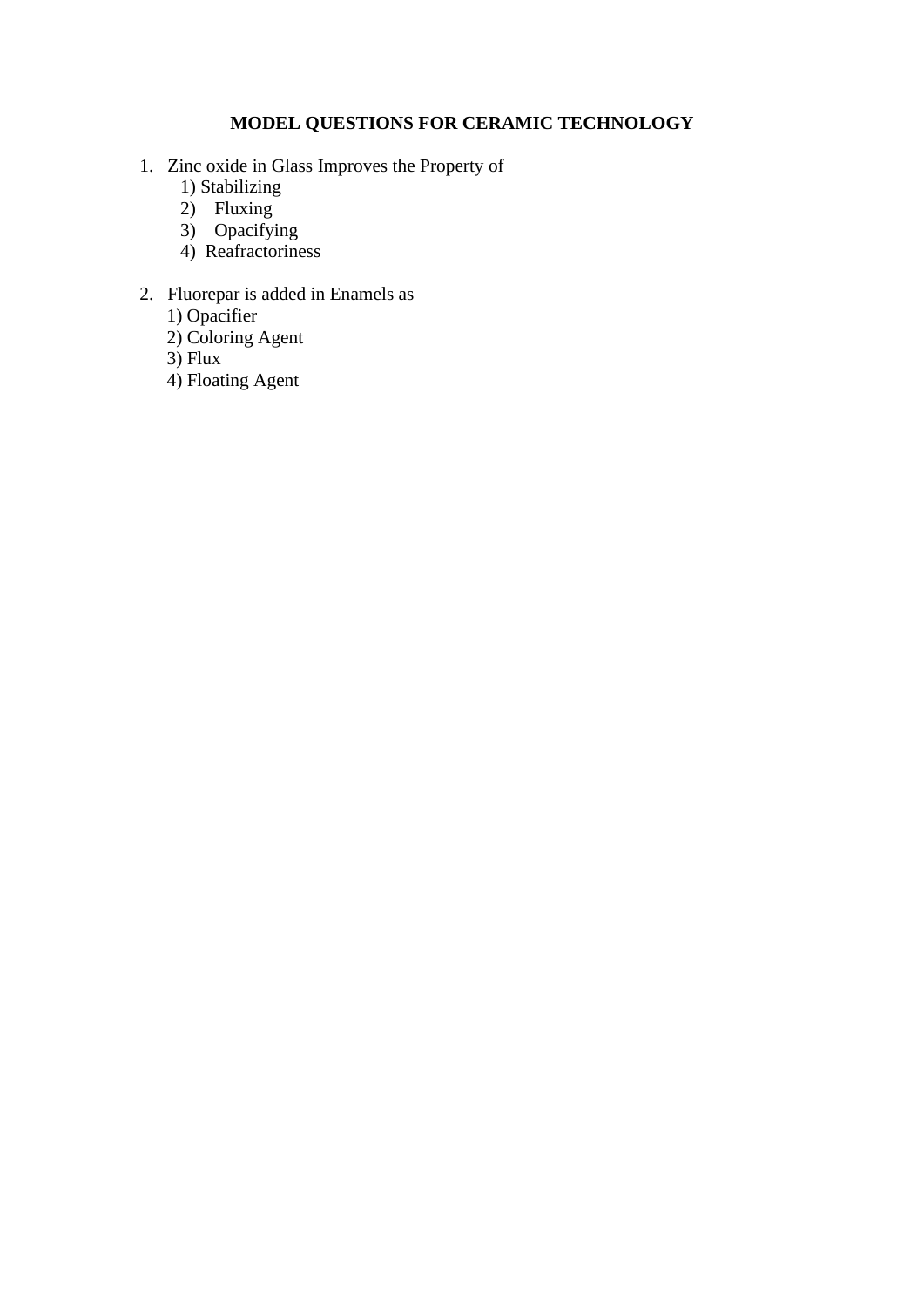**MODEL QUESTIONS FOR CERAMIC TECHNOLOGY**

1. Zinc oxide in Glass Improves the Property of
   1) Stabilizing
   2) Fluxing
   3) Opacifying
   4) Reafractoriness

2. Fluorepar is added in Enamels as
   1) Opacifier
   2) Coloring Agent
   3) Flux
   4) Floating Agent